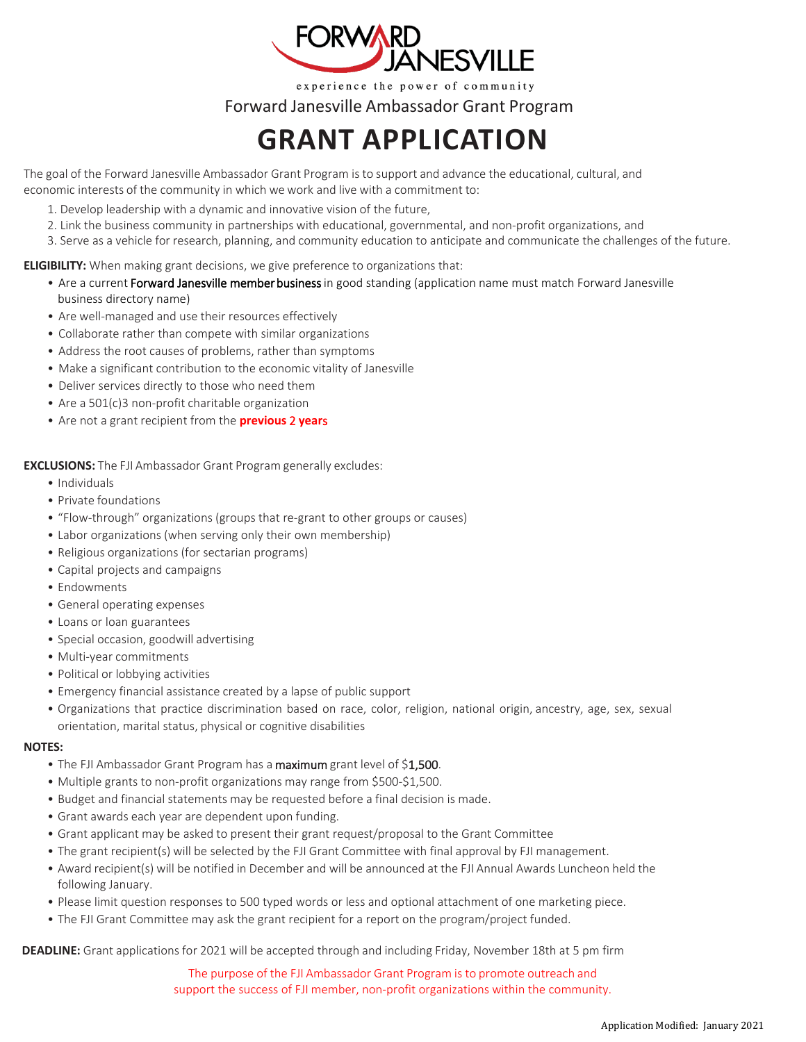FORWARD JANESVILLE

experience the power of community

Forward Janesville Ambassador Grant Program

# GRANT APPLICATION

The goal of the Forward Janesville Ambassador Grant Program is to support and advance the educational, cultural, and economic interests of the community in which we work and live with a commitment to:

1. Develop leadership with a dynamic and innovative vision of the future,
2. Link the business community in partnerships with educational, governmental, and non-profit organizations, and
3. Serve as a vehicle for research, planning, and community education to anticipate and communicate the challenges of the future.

**ELIGIBILITY:** When making grant decisions, we give preference to organizations that:

- Are a current Forward Janesville member business in good standing (application name must match Forward Janesville business directory name)
- Are well-managed and use their resources effectively
- Collaborate rather than compete with similar organizations
- Address the root causes of problems, rather than symptoms
- Make a significant contribution to the economic vitality of Janesville
- Deliver services directly to those who need them
- Are a 501(c)3 non-profit charitable organization
- Are not a grant recipient from the **previous 2 years**

**EXCLUSIONS:** The FJI Ambassador Grant Program generally excludes:

- Individuals
- Private foundations
- "Flow-through" organizations (groups that re-grant to other groups or causes)
- Labor organizations (when serving only their own membership)
- Religious organizations (for sectarian programs)
- Capital projects and campaigns
- Endowments
- General operating expenses
- Loans or loan guarantees
- Special occasion, goodwill advertising
- Multi-year commitments
- Political or lobbying activities
- Emergency financial assistance created by a lapse of public support
- Organizations that practice discrimination based on race, color, religion, national origin, ancestry, age, sex, sexual orientation, marital status, physical or cognitive disabilities

**NOTES:**

- The FJI Ambassador Grant Program has a maximum grant level of $1,500.
- Multiple grants to non-profit organizations may range from $500-$1,500.
- Budget and financial statements may be requested before a final decision is made.
- Grant awards each year are dependent upon funding.
- Grant applicant may be asked to present their grant request/proposal to the Grant Committee
- The grant recipient(s) will be selected by the FJI Grant Committee with final approval by FJI management.
- Award recipient(s) will be notified in December and will be announced at the FJI Annual Awards Luncheon held the following January.
- Please limit question responses to 500 typed words or less and optional attachment of one marketing piece.
- The FJI Grant Committee may ask the grant recipient for a report on the program/project funded.

**DEADLINE:** Grant applications for 2021 will be accepted through and including Friday, November 18th at 5 pm firm

The purpose of the FJI Ambassador Grant Program is to promote outreach and support the success of FJI member, non-profit organizations within the community.

Application Modified: January 2021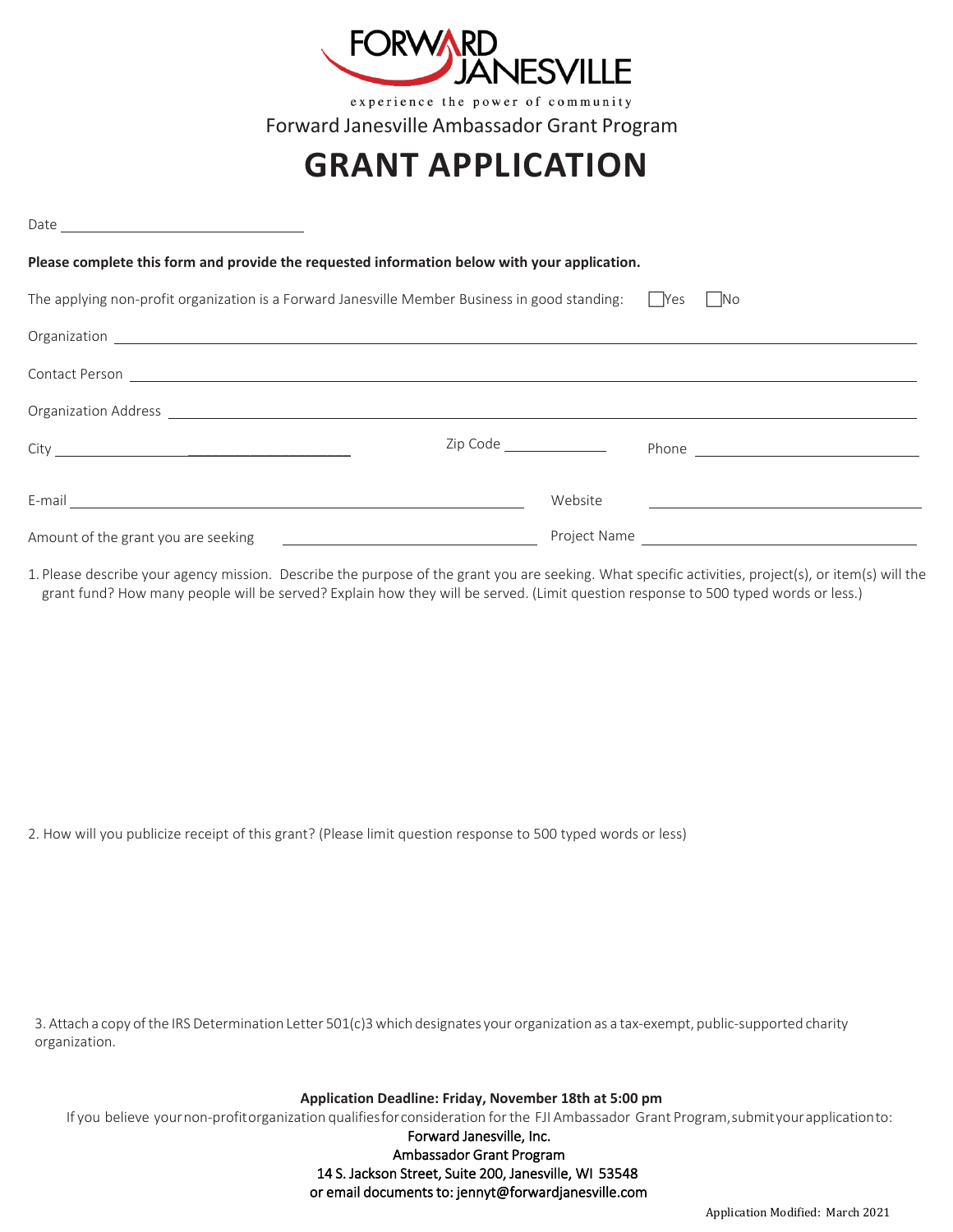FORWARD JANESVILLE

experience the power of community

Forward Janesville Ambassador Grant Program

# GRANT APPLICATION

Date ______________________________

**Please complete this form and provide the requested information below with your application.**

The applying non-profit organization is a Forward Janesville Member Business in good standing: ☐ Yes ☐ No

Organization ______________________________________________________________

Contact Person ______________________________________________________________

Organization Address ______________________________________________________________

City ______________________________ Zip Code ______________ Phone ______________________________

E-mail ______________________________ Website ______________________________

Amount of the grant you are seeking ______________________________ Project Name ______________________________

1. Please describe your agency mission. Describe the purpose of the grant you are seeking. What specific activities, project(s), or item(s) will the grant fund? How many people will be served? Explain how they will be served. (Limit question response to 500 typed words or less.)

2. How will you publicize receipt of this grant? (Please limit question response to 500 typed words or less)

3. Attach a copy of the IRS Determination Letter 501(c)3 which designates your organization as a tax-exempt, public-supported charity organization.

**Application Deadline: Friday, November 18th at 5:00 pm**

If you believe your non-profit organization qualifies for consideration for the FJI Ambassador Grant Program, submit your application to:

Forward Janesville, Inc.
Ambassador Grant Program
14 S. Jackson Street, Suite 200, Janesville, WI 53548
or email documents to: jennyt@forwardjanesville.com

Application Modified: March 2021